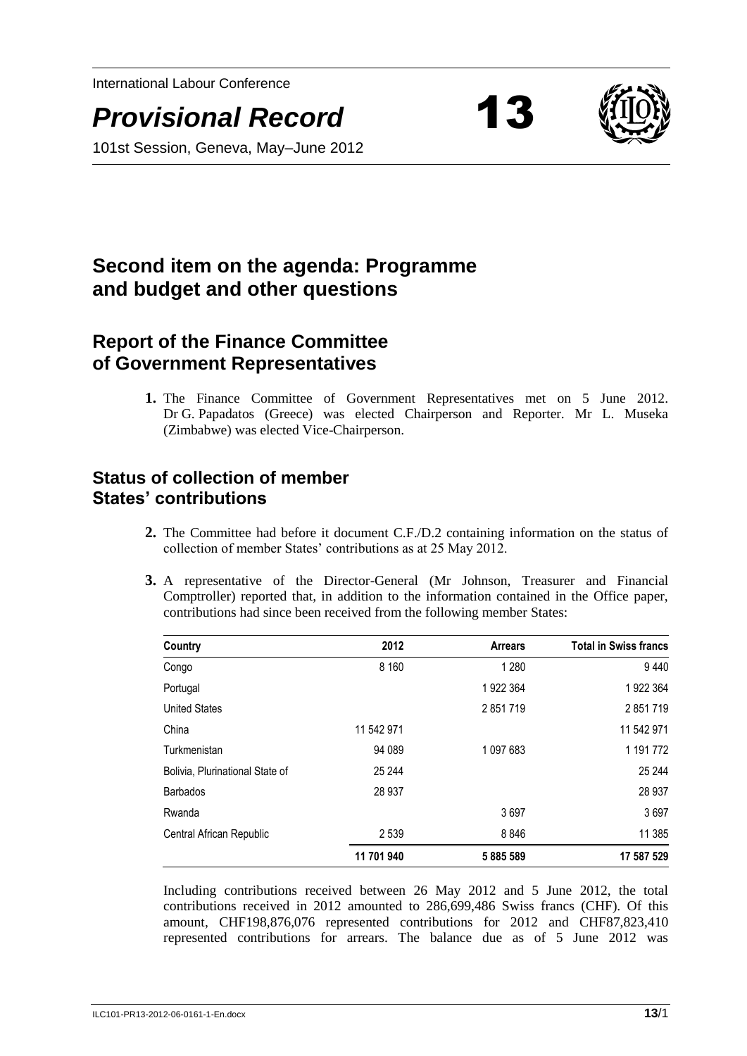International Labour Conference

# *Provisional Record* 13

101st Session, Geneva, May–June 2012

## Second item on the agenda: Programme and budget and other questions

## Report of the Finance Committee of Government Representatives

**1.** The Finance Committee of Government Representatives met on 5 June 2012. Dr G. Papadatos (Greece) was elected Chairperson and Reporter. Mr L. Museka (Zimbabwe) was elected Vice-Chairperson.

## Status of collection of member States' contributions

**2.** The Committee had before it document C.F./D.2 containing information on the status of collection of member States' contributions as at 25 May 2012.

**3.** A representative of the Director-General (Mr Johnson, Treasurer and Financial Comptroller) reported that, in addition to the information contained in the Office paper, contributions had since been received from the following member States:

| Country | 2012 | Arrears | Total in Swiss francs |
|---|---|---|---|
| Congo | 8 160 | 1 280 | 9 440 |
| Portugal | | 1 922 364 | 1 922 364 |
| United States | | 2 851 719 | 2 851 719 |
| China | 11 542 971 | | 11 542 971 |
| Turkmenistan | 94 089 | 1 097 683 | 1 191 772 |
| Bolivia, Plurinational State of | 25 244 | | 25 244 |
| Barbados | 28 937 | | 28 937 |
| Rwanda | | 3 697 | 3 697 |
| Central African Republic | 2 539 | 8 846 | 11 385 |
| | **11 701 940** | **5 885 589** | **17 587 529** |

Including contributions received between 26 May 2012 and 5 June 2012, the total contributions received in 2012 amounted to 286,699,486 Swiss francs (CHF). Of this amount, CHF198,876,076 represented contributions for 2012 and CHF87,823,410 represented contributions for arrears. The balance due as of 5 June 2012 was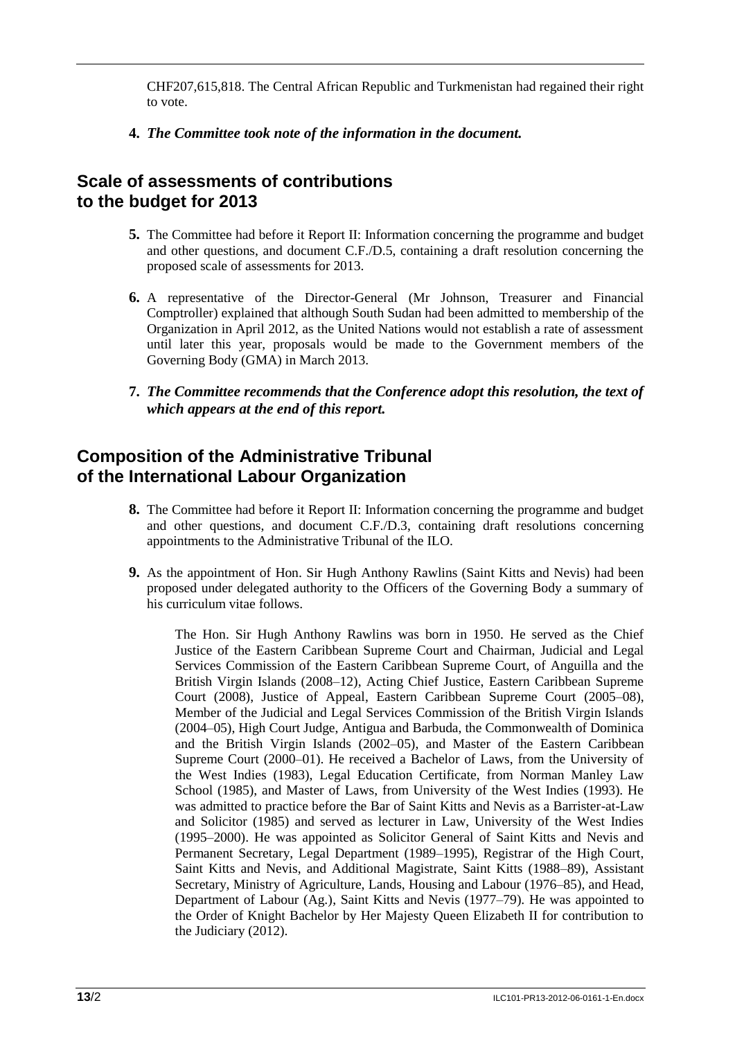CHF207,615,818. The Central African Republic and Turkmenistan had regained their right to vote.

**4.** ***The Committee took note of the information in the document.***

## Scale of assessments of contributions to the budget for 2013

**5.** The Committee had before it Report II: Information concerning the programme and budget and other questions, and document C.F./D.5, containing a draft resolution concerning the proposed scale of assessments for 2013.

**6.** A representative of the Director-General (Mr Johnson, Treasurer and Financial Comptroller) explained that although South Sudan had been admitted to membership of the Organization in April 2012, as the United Nations would not establish a rate of assessment until later this year, proposals would be made to the Government members of the Governing Body (GMA) in March 2013.

**7.** ***The Committee recommends that the Conference adopt this resolution, the text of which appears at the end of this report.***

## Composition of the Administrative Tribunal of the International Labour Organization

**8.** The Committee had before it Report II: Information concerning the programme and budget and other questions, and document C.F./D.3, containing draft resolutions concerning appointments to the Administrative Tribunal of the ILO.

**9.** As the appointment of Hon. Sir Hugh Anthony Rawlins (Saint Kitts and Nevis) had been proposed under delegated authority to the Officers of the Governing Body a summary of his curriculum vitae follows.

> The Hon. Sir Hugh Anthony Rawlins was born in 1950. He served as the Chief Justice of the Eastern Caribbean Supreme Court and Chairman, Judicial and Legal Services Commission of the Eastern Caribbean Supreme Court, of Anguilla and the British Virgin Islands (2008–12), Acting Chief Justice, Eastern Caribbean Supreme Court (2008), Justice of Appeal, Eastern Caribbean Supreme Court (2005–08), Member of the Judicial and Legal Services Commission of the British Virgin Islands (2004–05), High Court Judge, Antigua and Barbuda, the Commonwealth of Dominica and the British Virgin Islands (2002–05), and Master of the Eastern Caribbean Supreme Court (2000–01). He received a Bachelor of Laws, from the University of the West Indies (1983), Legal Education Certificate, from Norman Manley Law School (1985), and Master of Laws, from University of the West Indies (1993). He was admitted to practice before the Bar of Saint Kitts and Nevis as a Barrister-at-Law and Solicitor (1985) and served as lecturer in Law, University of the West Indies (1995–2000). He was appointed as Solicitor General of Saint Kitts and Nevis and Permanent Secretary, Legal Department (1989–1995), Registrar of the High Court, Saint Kitts and Nevis, and Additional Magistrate, Saint Kitts (1988–89), Assistant Secretary, Ministry of Agriculture, Lands, Housing and Labour (1976–85), and Head, Department of Labour (Ag.), Saint Kitts and Nevis (1977–79). He was appointed to the Order of Knight Bachelor by Her Majesty Queen Elizabeth II for contribution to the Judiciary (2012).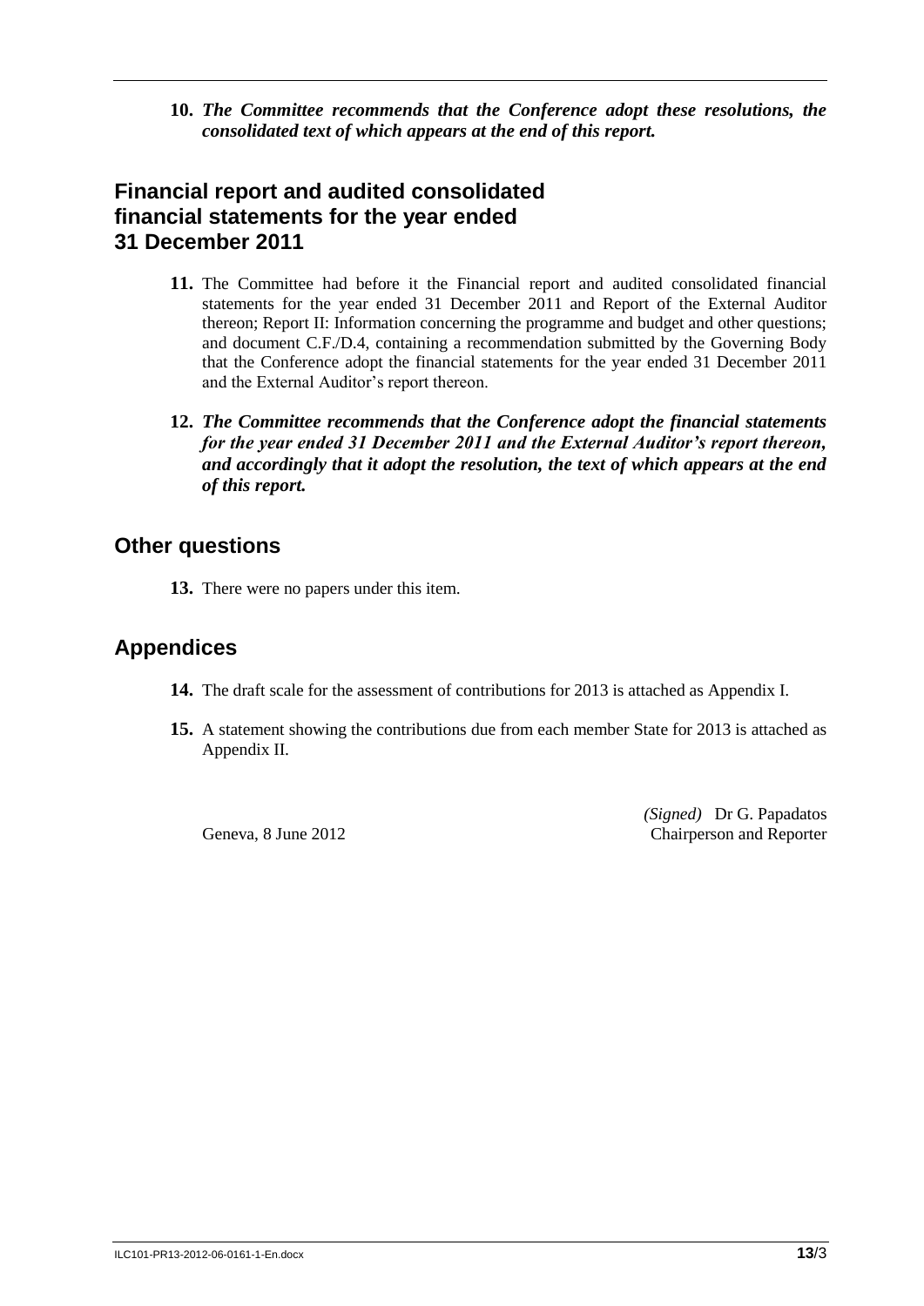**10.** ***The Committee recommends that the Conference adopt these resolutions, the consolidated text of which appears at the end of this report.***

## Financial report and audited consolidated financial statements for the year ended 31 December 2011

**11.** The Committee had before it the Financial report and audited consolidated financial statements for the year ended 31 December 2011 and Report of the External Auditor thereon; Report II: Information concerning the programme and budget and other questions; and document C.F./D.4, containing a recommendation submitted by the Governing Body that the Conference adopt the financial statements for the year ended 31 December 2011 and the External Auditor's report thereon.

**12.** ***The Committee recommends that the Conference adopt the financial statements for the year ended 31 December 2011 and the External Auditor's report thereon, and accordingly that it adopt the resolution, the text of which appears at the end of this report.***

## Other questions

**13.** There were no papers under this item.

## Appendices

**14.** The draft scale for the assessment of contributions for 2013 is attached as Appendix I.

**15.** A statement showing the contributions due from each member State for 2013 is attached as Appendix II.

Geneva, 8 June 2012

*(Signed)* Dr G. Papadatos
Chairperson and Reporter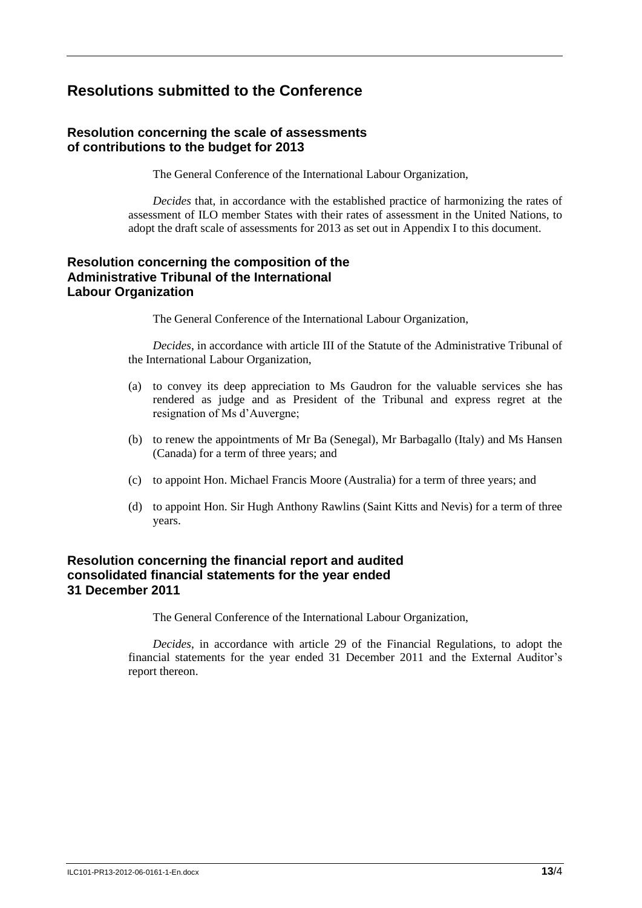# Resolutions submitted to the Conference

## Resolution concerning the scale of assessments of contributions to the budget for 2013

The General Conference of the International Labour Organization,

*Decides* that, in accordance with the established practice of harmonizing the rates of assessment of ILO member States with their rates of assessment in the United Nations, to adopt the draft scale of assessments for 2013 as set out in Appendix I to this document.

## Resolution concerning the composition of the Administrative Tribunal of the International Labour Organization

The General Conference of the International Labour Organization,

*Decides*, in accordance with article III of the Statute of the Administrative Tribunal of the International Labour Organization,

(a) to convey its deep appreciation to Ms Gaudron for the valuable services she has rendered as judge and as President of the Tribunal and express regret at the resignation of Ms d'Auvergne;

(b) to renew the appointments of Mr Ba (Senegal), Mr Barbagallo (Italy) and Ms Hansen (Canada) for a term of three years; and

(c) to appoint Hon. Michael Francis Moore (Australia) for a term of three years; and

(d) to appoint Hon. Sir Hugh Anthony Rawlins (Saint Kitts and Nevis) for a term of three years.

## Resolution concerning the financial report and audited consolidated financial statements for the year ended 31 December 2011

The General Conference of the International Labour Organization,

*Decides*, in accordance with article 29 of the Financial Regulations, to adopt the financial statements for the year ended 31 December 2011 and the External Auditor's report thereon.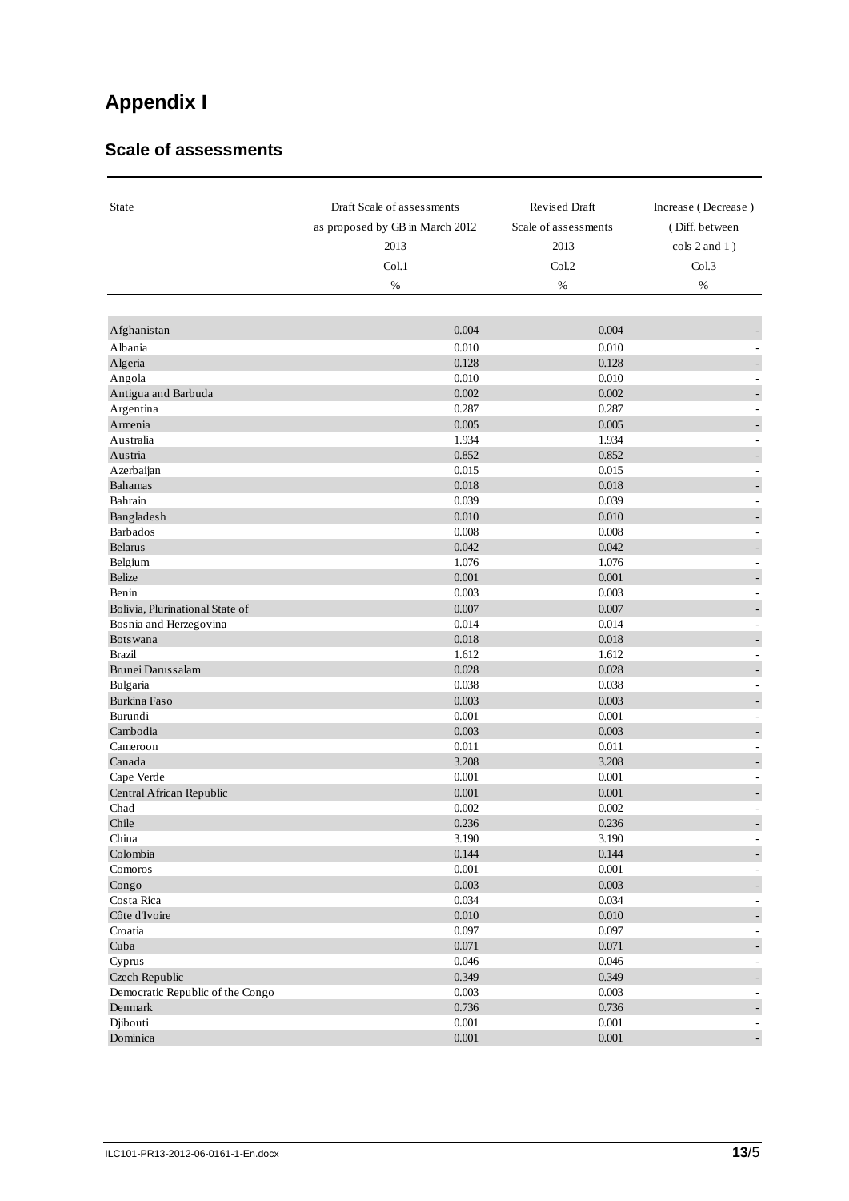# Appendix I

## Scale of assessments

| State | Draft Scale of assessments as proposed by GB in March 2012 2013 Col.1 % | Revised Draft Scale of assessments 2013 Col.2 % | Increase ( Decrease ) ( Diff. between cols 2 and 1 ) Col.3 % |
|---|---|---|---|
| Afghanistan | 0.004 | 0.004 | - |
| Albania | 0.010 | 0.010 | - |
| Algeria | 0.128 | 0.128 | - |
| Angola | 0.010 | 0.010 | - |
| Antigua and Barbuda | 0.002 | 0.002 | - |
| Argentina | 0.287 | 0.287 | - |
| Armenia | 0.005 | 0.005 | - |
| Australia | 1.934 | 1.934 | - |
| Austria | 0.852 | 0.852 | - |
| Azerbaijan | 0.015 | 0.015 | - |
| Bahamas | 0.018 | 0.018 | - |
| Bahrain | 0.039 | 0.039 | - |
| Bangladesh | 0.010 | 0.010 | - |
| Barbados | 0.008 | 0.008 | - |
| Belarus | 0.042 | 0.042 | - |
| Belgium | 1.076 | 1.076 | - |
| Belize | 0.001 | 0.001 | - |
| Benin | 0.003 | 0.003 | - |
| Bolivia, Plurinational State of | 0.007 | 0.007 | - |
| Bosnia and Herzegovina | 0.014 | 0.014 | - |
| Botswana | 0.018 | 0.018 | - |
| Brazil | 1.612 | 1.612 | - |
| Brunei Darussalam | 0.028 | 0.028 | - |
| Bulgaria | 0.038 | 0.038 | - |
| Burkina Faso | 0.003 | 0.003 | - |
| Burundi | 0.001 | 0.001 | - |
| Cambodia | 0.003 | 0.003 | - |
| Cameroon | 0.011 | 0.011 | - |
| Canada | 3.208 | 3.208 | - |
| Cape Verde | 0.001 | 0.001 | - |
| Central African Republic | 0.001 | 0.001 | - |
| Chad | 0.002 | 0.002 | - |
| Chile | 0.236 | 0.236 | - |
| China | 3.190 | 3.190 | - |
| Colombia | 0.144 | 0.144 | - |
| Comoros | 0.001 | 0.001 | - |
| Congo | 0.003 | 0.003 | - |
| Costa Rica | 0.034 | 0.034 | - |
| Côte d'Ivoire | 0.010 | 0.010 | - |
| Croatia | 0.097 | 0.097 | - |
| Cuba | 0.071 | 0.071 | - |
| Cyprus | 0.046 | 0.046 | - |
| Czech Republic | 0.349 | 0.349 | - |
| Democratic Republic of the Congo | 0.003 | 0.003 | - |
| Denmark | 0.736 | 0.736 | - |
| Djibouti | 0.001 | 0.001 | - |
| Dominica | 0.001 | 0.001 | - |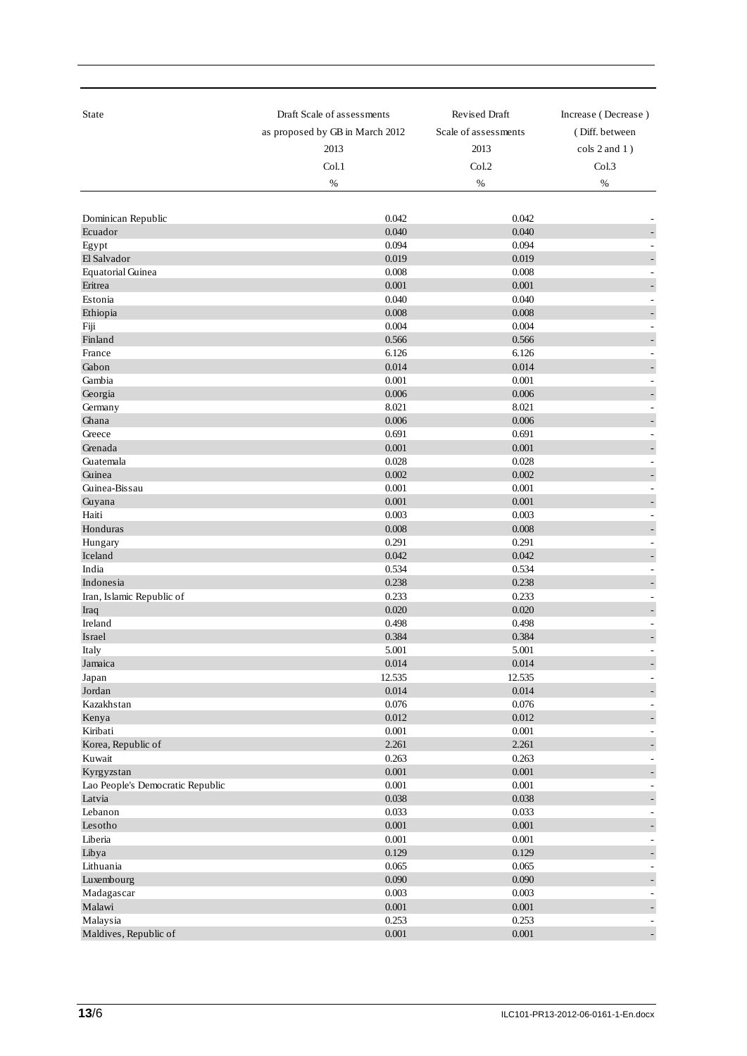| State | Draft Scale of assessments as proposed by GB in March 2012 2013 Col.1 % | Revised Draft Scale of assessments 2013 Col.2 % | Increase ( Decrease ) ( Diff. between cols 2 and 1 ) Col.3 % |
|---|---|---|---|
| Dominican Republic | 0.042 | 0.042 | - |
| Ecuador | 0.040 | 0.040 | - |
| Egypt | 0.094 | 0.094 | - |
| El Salvador | 0.019 | 0.019 | - |
| Equatorial Guinea | 0.008 | 0.008 | - |
| Eritrea | 0.001 | 0.001 | - |
| Estonia | 0.040 | 0.040 | - |
| Ethiopia | 0.008 | 0.008 | - |
| Fiji | 0.004 | 0.004 | - |
| Finland | 0.566 | 0.566 | - |
| France | 6.126 | 6.126 | - |
| Gabon | 0.014 | 0.014 | - |
| Gambia | 0.001 | 0.001 | - |
| Georgia | 0.006 | 0.006 | - |
| Germany | 8.021 | 8.021 | - |
| Ghana | 0.006 | 0.006 | - |
| Greece | 0.691 | 0.691 | - |
| Grenada | 0.001 | 0.001 | - |
| Guatemala | 0.028 | 0.028 | - |
| Guinea | 0.002 | 0.002 | - |
| Guinea-Bissau | 0.001 | 0.001 | - |
| Guyana | 0.001 | 0.001 | - |
| Haiti | 0.003 | 0.003 | - |
| Honduras | 0.008 | 0.008 | - |
| Hungary | 0.291 | 0.291 | - |
| Iceland | 0.042 | 0.042 | - |
| India | 0.534 | 0.534 | - |
| Indonesia | 0.238 | 0.238 | - |
| Iran, Islamic Republic of | 0.233 | 0.233 | - |
| Iraq | 0.020 | 0.020 | - |
| Ireland | 0.498 | 0.498 | - |
| Israel | 0.384 | 0.384 | - |
| Italy | 5.001 | 5.001 | - |
| Jamaica | 0.014 | 0.014 | - |
| Japan | 12.535 | 12.535 | - |
| Jordan | 0.014 | 0.014 | - |
| Kazakhstan | 0.076 | 0.076 | - |
| Kenya | 0.012 | 0.012 | - |
| Kiribati | 0.001 | 0.001 | - |
| Korea, Republic of | 2.261 | 2.261 | - |
| Kuwait | 0.263 | 0.263 | - |
| Kyrgyzstan | 0.001 | 0.001 | - |
| Lao People's Democratic Republic | 0.001 | 0.001 | - |
| Latvia | 0.038 | 0.038 | - |
| Lebanon | 0.033 | 0.033 | - |
| Lesotho | 0.001 | 0.001 | - |
| Liberia | 0.001 | 0.001 | - |
| Libya | 0.129 | 0.129 | - |
| Lithuania | 0.065 | 0.065 | - |
| Luxembourg | 0.090 | 0.090 | - |
| Madagascar | 0.003 | 0.003 | - |
| Malawi | 0.001 | 0.001 | - |
| Malaysia | 0.253 | 0.253 | - |
| Maldives, Republic of | 0.001 | 0.001 | - |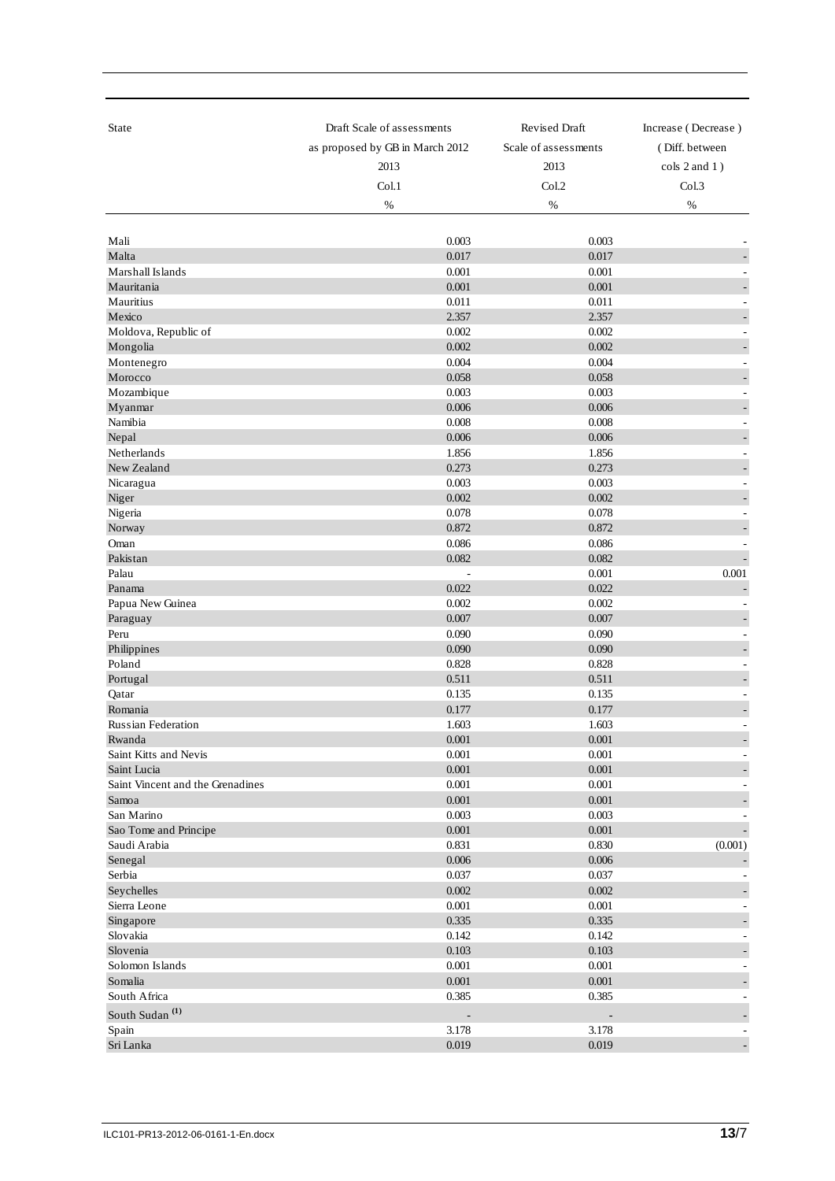| State | Draft Scale of assessments as proposed by GB in March 2012 2013 Col.1 % | Revised Draft Scale of assessments 2013 Col.2 % | Increase ( Decrease ) ( Diff. between cols 2 and 1 ) Col.3 % |
|---|---|---|---|
| Mali | 0.003 | 0.003 | - |
| Malta | 0.017 | 0.017 | - |
| Marshall Islands | 0.001 | 0.001 | - |
| Mauritania | 0.001 | 0.001 | - |
| Mauritius | 0.011 | 0.011 | - |
| Mexico | 2.357 | 2.357 | - |
| Moldova, Republic of | 0.002 | 0.002 | - |
| Mongolia | 0.002 | 0.002 | - |
| Montenegro | 0.004 | 0.004 | - |
| Morocco | 0.058 | 0.058 | - |
| Mozambique | 0.003 | 0.003 | - |
| Myanmar | 0.006 | 0.006 | - |
| Namibia | 0.008 | 0.008 | - |
| Nepal | 0.006 | 0.006 | - |
| Netherlands | 1.856 | 1.856 | - |
| New Zealand | 0.273 | 0.273 | - |
| Nicaragua | 0.003 | 0.003 | - |
| Niger | 0.002 | 0.002 | - |
| Nigeria | 0.078 | 0.078 | - |
| Norway | 0.872 | 0.872 | - |
| Oman | 0.086 | 0.086 | - |
| Pakistan | 0.082 | 0.082 | - |
| Palau | - | 0.001 | 0.001 |
| Panama | 0.022 | 0.022 | - |
| Papua New Guinea | 0.002 | 0.002 | - |
| Paraguay | 0.007 | 0.007 | - |
| Peru | 0.090 | 0.090 | - |
| Philippines | 0.090 | 0.090 | - |
| Poland | 0.828 | 0.828 | - |
| Portugal | 0.511 | 0.511 | - |
| Qatar | 0.135 | 0.135 | - |
| Romania | 0.177 | 0.177 | - |
| Russian Federation | 1.603 | 1.603 | - |
| Rwanda | 0.001 | 0.001 | - |
| Saint Kitts and Nevis | 0.001 | 0.001 | - |
| Saint Lucia | 0.001 | 0.001 | - |
| Saint Vincent and the Grenadines | 0.001 | 0.001 | - |
| Samoa | 0.001 | 0.001 | - |
| San Marino | 0.003 | 0.003 | - |
| Sao Tome and Principe | 0.001 | 0.001 | - |
| Saudi Arabia | 0.831 | 0.830 | (0.001) |
| Senegal | 0.006 | 0.006 | - |
| Serbia | 0.037 | 0.037 | - |
| Seychelles | 0.002 | 0.002 | - |
| Sierra Leone | 0.001 | 0.001 | - |
| Singapore | 0.335 | 0.335 | - |
| Slovakia | 0.142 | 0.142 | - |
| Slovenia | 0.103 | 0.103 | - |
| Solomon Islands | 0.001 | 0.001 | - |
| Somalia | 0.001 | 0.001 | - |
| South Africa | 0.385 | 0.385 | - |
| South Sudan [(1)] | - | - | - |
| Spain | 3.178 | 3.178 | - |
| Sri Lanka | 0.019 | 0.019 | - |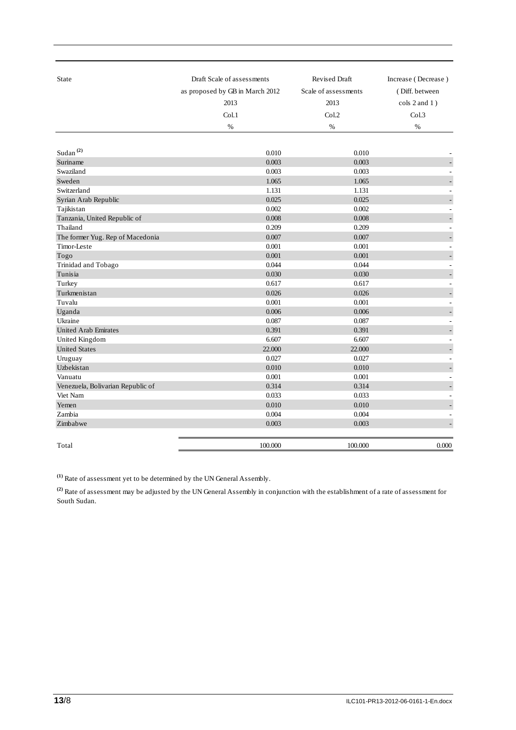| State | Draft Scale of assessments as proposed by GB in March 2012 2013 Col.1 % | Revised Draft Scale of assessments 2013 Col.2 % | Increase ( Decrease ) ( Diff. between cols 2 and 1 ) Col.3 % |
|---|---|---|---|
| Sudan [(2)] | 0.010 | 0.010 | - |
| Suriname | 0.003 | 0.003 | - |
| Swaziland | 0.003 | 0.003 | - |
| Sweden | 1.065 | 1.065 | - |
| Switzerland | 1.131 | 1.131 | - |
| Syrian Arab Republic | 0.025 | 0.025 | - |
| Tajikistan | 0.002 | 0.002 | - |
| Tanzania, United Republic of | 0.008 | 0.008 | - |
| Thailand | 0.209 | 0.209 | - |
| The former Yug. Rep of Macedonia | 0.007 | 0.007 | - |
| Timor-Leste | 0.001 | 0.001 | - |
| Togo | 0.001 | 0.001 | - |
| Trinidad and Tobago | 0.044 | 0.044 | - |
| Tunisia | 0.030 | 0.030 | - |
| Turkey | 0.617 | 0.617 | - |
| Turkmenistan | 0.026 | 0.026 | - |
| Tuvalu | 0.001 | 0.001 | - |
| Uganda | 0.006 | 0.006 | - |
| Ukraine | 0.087 | 0.087 | - |
| United Arab Emirates | 0.391 | 0.391 | - |
| United Kingdom | 6.607 | 6.607 | - |
| United States | 22.000 | 22.000 | - |
| Uruguay | 0.027 | 0.027 | - |
| Uzbekistan | 0.010 | 0.010 | - |
| Vanuatu | 0.001 | 0.001 | - |
| Venezuela, Bolivarian Republic of | 0.314 | 0.314 | - |
| Viet Nam | 0.033 | 0.033 | - |
| Yemen | 0.010 | 0.010 | - |
| Zambia | 0.004 | 0.004 | - |
| Zimbabwe | 0.003 | 0.003 | - |
| Total | 100.000 | 100.000 | 0.000 |

[(1)] Rate of assessment yet to be determined by the UN General Assembly.

[(2)] Rate of assessment may be adjusted by the UN General Assembly in conjunction with the establishment of a rate of assessment for South Sudan.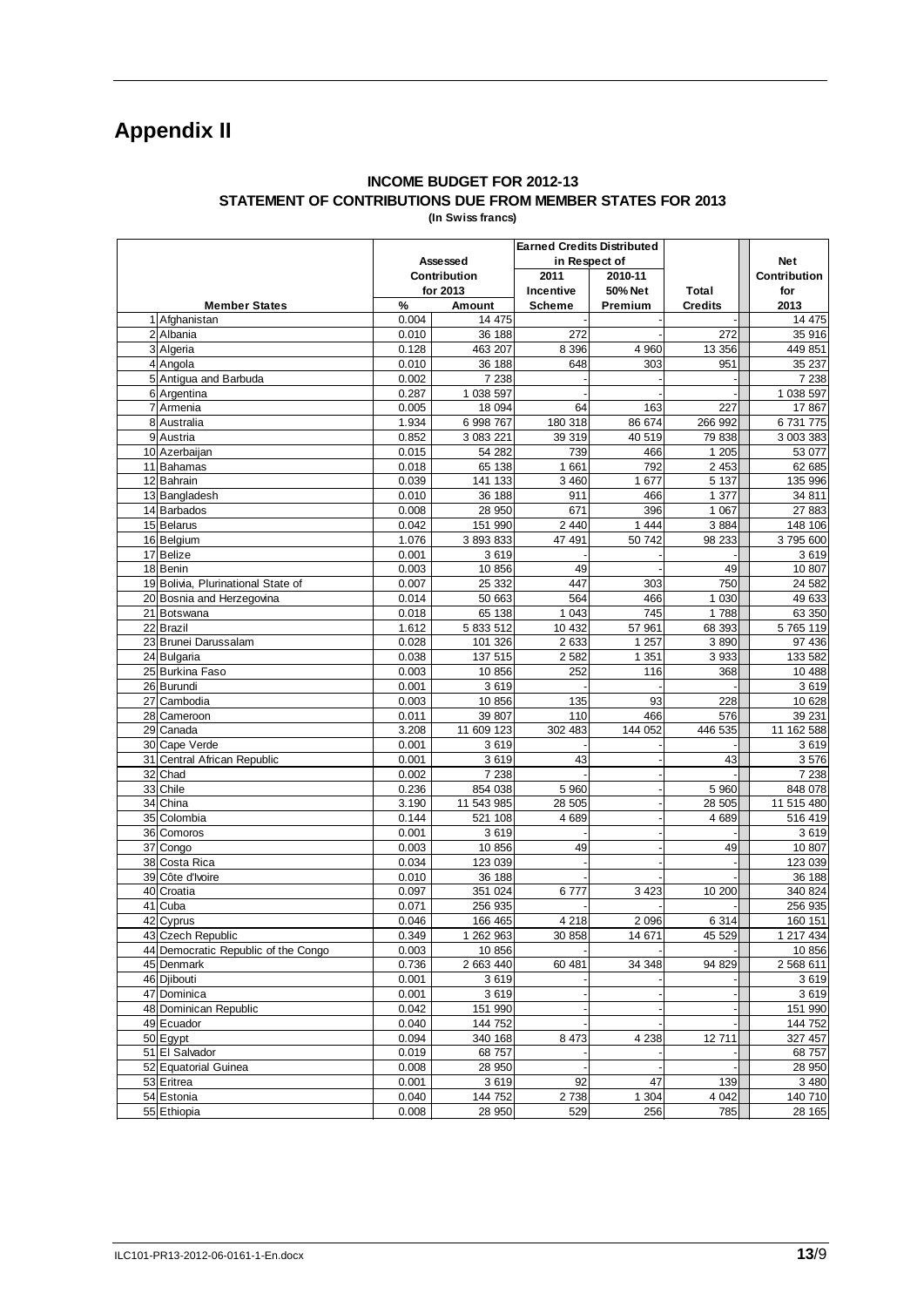# Appendix II

**INCOME BUDGET FOR 2012-13**
**STATEMENT OF CONTRIBUTIONS DUE FROM MEMBER STATES FOR 2013**
**(In Swiss francs)**

| | Member States | Assessed Contribution for 2013 | | Earned Credits Distributed in Respect of | | | Net Contribution for 2013 |
|---|---|---|---|---|---|---|---|
| | | % | Amount | 2011 Incentive Scheme | 2010-11 50% Net Premium | Total Credits | |
| 1 | Afghanistan | 0.004 | 14 475 | - | - | - | 14 475 |
| 2 | Albania | 0.010 | 36 188 | 272 | - | 272 | 35 916 |
| 3 | Algeria | 0.128 | 463 207 | 8 396 | 4 960 | 13 356 | 449 851 |
| 4 | Angola | 0.010 | 36 188 | 648 | 303 | 951 | 35 237 |
| 5 | Antigua and Barbuda | 0.002 | 7 238 | - | - | - | 7 238 |
| 6 | Argentina | 0.287 | 1 038 597 | - | - | - | 1 038 597 |
| 7 | Armenia | 0.005 | 18 094 | 64 | 163 | 227 | 17 867 |
| 8 | Australia | 1.934 | 6 998 767 | 180 318 | 86 674 | 266 992 | 6 731 775 |
| 9 | Austria | 0.852 | 3 083 221 | 39 319 | 40 519 | 79 838 | 3 003 383 |
| 10 | Azerbaijan | 0.015 | 54 282 | 739 | 466 | 1 205 | 53 077 |
| 11 | Bahamas | 0.018 | 65 138 | 1 661 | 792 | 2 453 | 62 685 |
| 12 | Bahrain | 0.039 | 141 133 | 3 460 | 1 677 | 5 137 | 135 996 |
| 13 | Bangladesh | 0.010 | 36 188 | 911 | 466 | 1 377 | 34 811 |
| 14 | Barbados | 0.008 | 28 950 | 671 | 396 | 1 067 | 27 883 |
| 15 | Belarus | 0.042 | 151 990 | 2 440 | 1 444 | 3 884 | 148 106 |
| 16 | Belgium | 1.076 | 3 893 833 | 47 491 | 50 742 | 98 233 | 3 795 600 |
| 17 | Belize | 0.001 | 3 619 | - | - | - | 3 619 |
| 18 | Benin | 0.003 | 10 856 | 49 | - | 49 | 10 807 |
| 19 | Bolivia, Plurinational State of | 0.007 | 25 332 | 447 | 303 | 750 | 24 582 |
| 20 | Bosnia and Herzegovina | 0.014 | 50 663 | 564 | 466 | 1 030 | 49 633 |
| 21 | Botswana | 0.018 | 65 138 | 1 043 | 745 | 1 788 | 63 350 |
| 22 | Brazil | 1.612 | 5 833 512 | 10 432 | 57 961 | 68 393 | 5 765 119 |
| 23 | Brunei Darussalam | 0.028 | 101 326 | 2 633 | 1 257 | 3 890 | 97 436 |
| 24 | Bulgaria | 0.038 | 137 515 | 2 582 | 1 351 | 3 933 | 133 582 |
| 25 | Burkina Faso | 0.003 | 10 856 | 252 | 116 | 368 | 10 488 |
| 26 | Burundi | 0.001 | 3 619 | - | - | - | 3 619 |
| 27 | Cambodia | 0.003 | 10 856 | 135 | 93 | 228 | 10 628 |
| 28 | Cameroon | 0.011 | 39 807 | 110 | 466 | 576 | 39 231 |
| 29 | Canada | 3.208 | 11 609 123 | 302 483 | 144 052 | 446 535 | 11 162 588 |
| 30 | Cape Verde | 0.001 | 3 619 | - | - | - | 3 619 |
| 31 | Central African Republic | 0.001 | 3 619 | 43 | - | 43 | 3 576 |
| 32 | Chad | 0.002 | 7 238 | - | - | - | 7 238 |
| 33 | Chile | 0.236 | 854 038 | 5 960 | - | 5 960 | 848 078 |
| 34 | China | 3.190 | 11 543 985 | 28 505 | - | 28 505 | 11 515 480 |
| 35 | Colombia | 0.144 | 521 108 | 4 689 | - | 4 689 | 516 419 |
| 36 | Comoros | 0.001 | 3 619 | - | - | - | 3 619 |
| 37 | Congo | 0.003 | 10 856 | 49 | - | 49 | 10 807 |
| 38 | Costa Rica | 0.034 | 123 039 | - | - | - | 123 039 |
| 39 | Côte d'Ivoire | 0.010 | 36 188 | - | - | - | 36 188 |
| 40 | Croatia | 0.097 | 351 024 | 6 777 | 3 423 | 10 200 | 340 824 |
| 41 | Cuba | 0.071 | 256 935 | - | - | - | 256 935 |
| 42 | Cyprus | 0.046 | 166 465 | 4 218 | 2 096 | 6 314 | 160 151 |
| 43 | Czech Republic | 0.349 | 1 262 963 | 30 858 | 14 671 | 45 529 | 1 217 434 |
| 44 | Democratic Republic of the Congo | 0.003 | 10 856 | - | - | - | 10 856 |
| 45 | Denmark | 0.736 | 2 663 440 | 60 481 | 34 348 | 94 829 | 2 568 611 |
| 46 | Djibouti | 0.001 | 3 619 | - | - | - | 3 619 |
| 47 | Dominica | 0.001 | 3 619 | - | - | - | 3 619 |
| 48 | Dominican Republic | 0.042 | 151 990 | - | - | - | 151 990 |
| 49 | Ecuador | 0.040 | 144 752 | - | - | - | 144 752 |
| 50 | Egypt | 0.094 | 340 168 | 8 473 | 4 238 | 12 711 | 327 457 |
| 51 | El Salvador | 0.019 | 68 757 | - | - | - | 68 757 |
| 52 | Equatorial Guinea | 0.008 | 28 950 | - | - | - | 28 950 |
| 53 | Eritrea | 0.001 | 3 619 | 92 | 47 | 139 | 3 480 |
| 54 | Estonia | 0.040 | 144 752 | 2 738 | 1 304 | 4 042 | 140 710 |
| 55 | Ethiopia | 0.008 | 28 950 | 529 | 256 | 785 | 28 165 |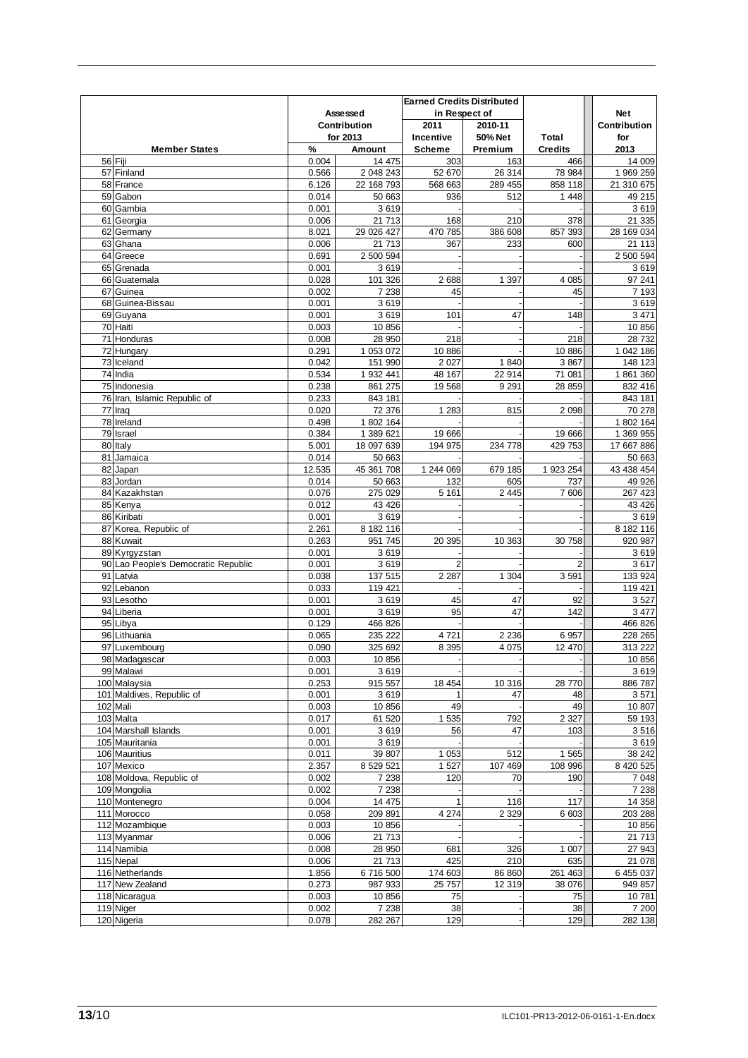| | Member States | Assessed Contribution for 2013 | | Earned Credits Distributed in Respect of | | Total Credits | Net Contribution for 2013 |
|---|---|---|---|---|---|---|---|
| | | % | Amount | 2011 Incentive Scheme | 2010-11 50% Net Premium | | |
| 56 | Fiji | 0.004 | 14 475 | 303 | 163 | 466 | 14 009 |
| 57 | Finland | 0.566 | 2 048 243 | 52 670 | 26 314 | 78 984 | 1 969 259 |
| 58 | France | 6.126 | 22 168 793 | 568 663 | 289 455 | 858 118 | 21 310 675 |
| 59 | Gabon | 0.014 | 50 663 | 936 | 512 | 1 448 | 49 215 |
| 60 | Gambia | 0.001 | 3 619 | - | - | - | 3 619 |
| 61 | Georgia | 0.006 | 21 713 | 168 | 210 | 378 | 21 335 |
| 62 | Germany | 8.021 | 29 026 427 | 470 785 | 386 608 | 857 393 | 28 169 034 |
| 63 | Ghana | 0.006 | 21 713 | 367 | 233 | 600 | 21 113 |
| 64 | Greece | 0.691 | 2 500 594 | - | - | - | 2 500 594 |
| 65 | Grenada | 0.001 | 3 619 | - | - | - | 3 619 |
| 66 | Guatemala | 0.028 | 101 326 | 2 688 | 1 397 | 4 085 | 97 241 |
| 67 | Guinea | 0.002 | 7 238 | 45 | - | 45 | 7 193 |
| 68 | Guinea-Bissau | 0.001 | 3 619 | - | - | - | 3 619 |
| 69 | Guyana | 0.001 | 3 619 | 101 | 47 | 148 | 3 471 |
| 70 | Haiti | 0.003 | 10 856 | - | - | - | 10 856 |
| 71 | Honduras | 0.008 | 28 950 | 218 | - | 218 | 28 732 |
| 72 | Hungary | 0.291 | 1 053 072 | 10 886 | - | 10 886 | 1 042 186 |
| 73 | Iceland | 0.042 | 151 990 | 2 027 | 1 840 | 3 867 | 148 123 |
| 74 | India | 0.534 | 1 932 441 | 48 167 | 22 914 | 71 081 | 1 861 360 |
| 75 | Indonesia | 0.238 | 861 275 | 19 568 | 9 291 | 28 859 | 832 416 |
| 76 | Iran, Islamic Republic of | 0.233 | 843 181 | - | - | - | 843 181 |
| 77 | Iraq | 0.020 | 72 376 | 1 283 | 815 | 2 098 | 70 278 |
| 78 | Ireland | 0.498 | 1 802 164 | - | - | - | 1 802 164 |
| 79 | Israel | 0.384 | 1 389 621 | 19 666 | - | 19 666 | 1 369 955 |
| 80 | Italy | 5.001 | 18 097 639 | 194 975 | 234 778 | 429 753 | 17 667 886 |
| 81 | Jamaica | 0.014 | 50 663 | - | - | - | 50 663 |
| 82 | Japan | 12.535 | 45 361 708 | 1 244 069 | 679 185 | 1 923 254 | 43 438 454 |
| 83 | Jordan | 0.014 | 50 663 | 132 | 605 | 737 | 49 926 |
| 84 | Kazakhstan | 0.076 | 275 029 | 5 161 | 2 445 | 7 606 | 267 423 |
| 85 | Kenya | 0.012 | 43 426 | - | - | - | 43 426 |
| 86 | Kiribati | 0.001 | 3 619 | - | - | - | 3 619 |
| 87 | Korea, Republic of | 2.261 | 8 182 116 | - | - | - | 8 182 116 |
| 88 | Kuwait | 0.263 | 951 745 | 20 395 | 10 363 | 30 758 | 920 987 |
| 89 | Kyrgyzstan | 0.001 | 3 619 | - | - | - | 3 619 |
| 90 | Lao People's Democratic Republic | 0.001 | 3 619 | 2 | - | 2 | 3 617 |
| 91 | Latvia | 0.038 | 137 515 | 2 287 | 1 304 | 3 591 | 133 924 |
| 92 | Lebanon | 0.033 | 119 421 | - | - | - | 119 421 |
| 93 | Lesotho | 0.001 | 3 619 | 45 | 47 | 92 | 3 527 |
| 94 | Liberia | 0.001 | 3 619 | 95 | 47 | 142 | 3 477 |
| 95 | Libya | 0.129 | 466 826 | - | - | - | 466 826 |
| 96 | Lithuania | 0.065 | 235 222 | 4 721 | 2 236 | 6 957 | 228 265 |
| 97 | Luxembourg | 0.090 | 325 692 | 8 395 | 4 075 | 12 470 | 313 222 |
| 98 | Madagascar | 0.003 | 10 856 | - | - | - | 10 856 |
| 99 | Malawi | 0.001 | 3 619 | - | - | - | 3 619 |
| 100 | Malaysia | 0.253 | 915 557 | 18 454 | 10 316 | 28 770 | 886 787 |
| 101 | Maldives, Republic of | 0.001 | 3 619 | 1 | 47 | 48 | 3 571 |
| 102 | Mali | 0.003 | 10 856 | 49 | - | 49 | 10 807 |
| 103 | Malta | 0.017 | 61 520 | 1 535 | 792 | 2 327 | 59 193 |
| 104 | Marshall Islands | 0.001 | 3 619 | 56 | 47 | 103 | 3 516 |
| 105 | Mauritania | 0.001 | 3 619 | - | - | - | 3 619 |
| 106 | Mauritius | 0.011 | 39 807 | 1 053 | 512 | 1 565 | 38 242 |
| 107 | Mexico | 2.357 | 8 529 521 | 1 527 | 107 469 | 108 996 | 8 420 525 |
| 108 | Moldova, Republic of | 0.002 | 7 238 | 120 | 70 | 190 | 7 048 |
| 109 | Mongolia | 0.002 | 7 238 | - | - | - | 7 238 |
| 110 | Montenegro | 0.004 | 14 475 | 1 | 116 | 117 | 14 358 |
| 111 | Morocco | 0.058 | 209 891 | 4 274 | 2 329 | 6 603 | 203 288 |
| 112 | Mozambique | 0.003 | 10 856 | - | - | - | 10 856 |
| 113 | Myanmar | 0.006 | 21 713 | - | - | - | 21 713 |
| 114 | Namibia | 0.008 | 28 950 | 681 | 326 | 1 007 | 27 943 |
| 115 | Nepal | 0.006 | 21 713 | 425 | 210 | 635 | 21 078 |
| 116 | Netherlands | 1.856 | 6 716 500 | 174 603 | 86 860 | 261 463 | 6 455 037 |
| 117 | New Zealand | 0.273 | 987 933 | 25 757 | 12 319 | 38 076 | 949 857 |
| 118 | Nicaragua | 0.003 | 10 856 | 75 | - | 75 | 10 781 |
| 119 | Niger | 0.002 | 7 238 | 38 | - | 38 | 7 200 |
| 120 | Nigeria | 0.078 | 282 267 | 129 | - | 129 | 282 138 |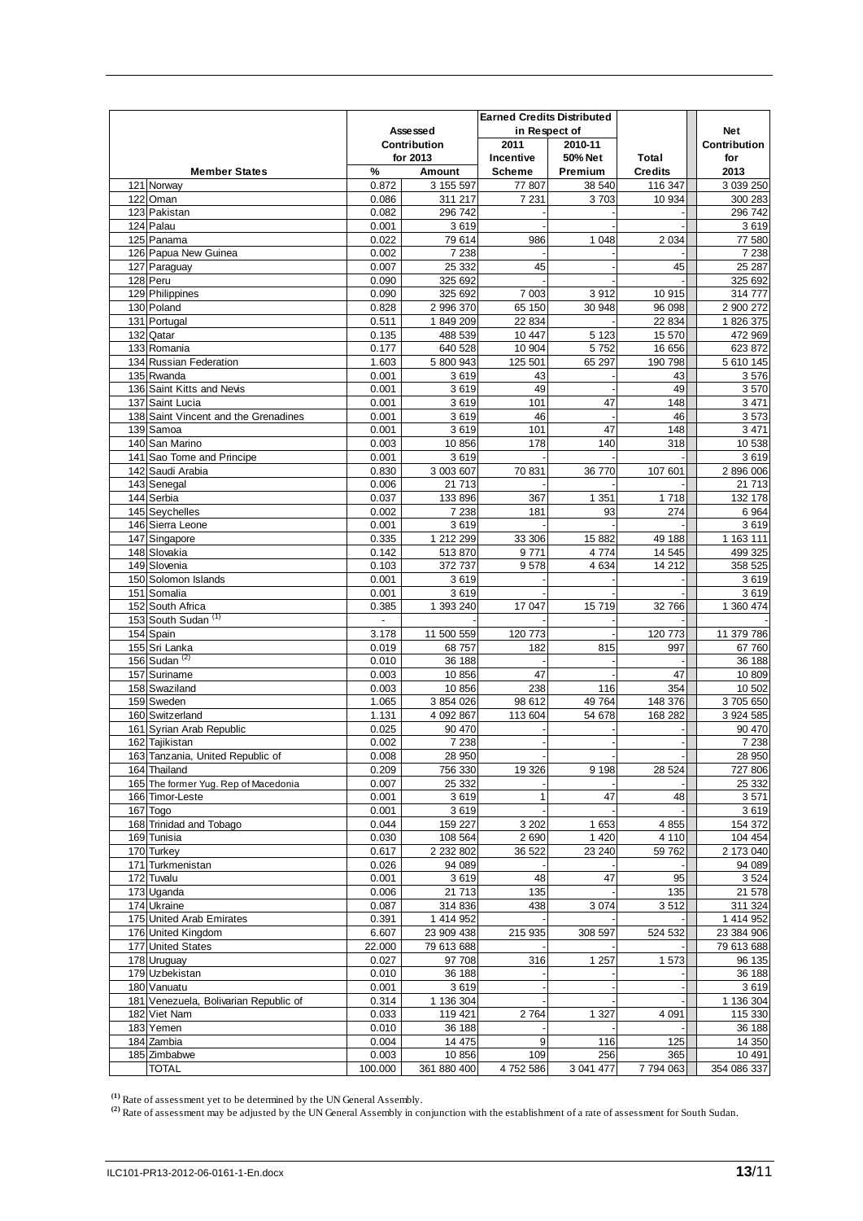| | Member States | Assessed Contribution for 2013 % | Assessed Contribution for 2013 Amount | Earned Credits Distributed in Respect of 2011 Incentive Scheme | Earned Credits Distributed in Respect of 2010-11 50% Net Premium | Total Credits | Net Contribution for 2013 |
|---|---|---|---|---|---|---|---|
| 121 | Norway | 0.872 | 3 155 597 | 77 807 | 38 540 | 116 347 | 3 039 250 |
| 122 | Oman | 0.086 | 311 217 | 7 231 | 3 703 | 10 934 | 300 283 |
| 123 | Pakistan | 0.082 | 296 742 | - | - | - | 296 742 |
| 124 | Palau | 0.001 | 3 619 | - | - | - | 3 619 |
| 125 | Panama | 0.022 | 79 614 | 986 | 1 048 | 2 034 | 77 580 |
| 126 | Papua New Guinea | 0.002 | 7 238 | - | - | - | 7 238 |
| 127 | Paraguay | 0.007 | 25 332 | 45 | - | 45 | 25 287 |
| 128 | Peru | 0.090 | 325 692 | - | - | - | 325 692 |
| 129 | Philippines | 0.090 | 325 692 | 7 003 | 3 912 | 10 915 | 314 777 |
| 130 | Poland | 0.828 | 2 996 370 | 65 150 | 30 948 | 96 098 | 2 900 272 |
| 131 | Portugal | 0.511 | 1 849 209 | 22 834 | - | 22 834 | 1 826 375 |
| 132 | Qatar | 0.135 | 488 539 | 10 447 | 5 123 | 15 570 | 472 969 |
| 133 | Romania | 0.177 | 640 528 | 10 904 | 5 752 | 16 656 | 623 872 |
| 134 | Russian Federation | 1.603 | 5 800 943 | 125 501 | 65 297 | 190 798 | 5 610 145 |
| 135 | Rwanda | 0.001 | 3 619 | 43 | - | 43 | 3 576 |
| 136 | Saint Kitts and Nevis | 0.001 | 3 619 | 49 | - | 49 | 3 570 |
| 137 | Saint Lucia | 0.001 | 3 619 | 101 | 47 | 148 | 3 471 |
| 138 | Saint Vincent and the Grenadines | 0.001 | 3 619 | 46 | - | 46 | 3 573 |
| 139 | Samoa | 0.001 | 3 619 | 101 | 47 | 148 | 3 471 |
| 140 | San Marino | 0.003 | 10 856 | 178 | 140 | 318 | 10 538 |
| 141 | Sao Tome and Principe | 0.001 | 3 619 | - | - | - | 3 619 |
| 142 | Saudi Arabia | 0.830 | 3 003 607 | 70 831 | 36 770 | 107 601 | 2 896 006 |
| 143 | Senegal | 0.006 | 21 713 | - | - | - | 21 713 |
| 144 | Serbia | 0.037 | 133 896 | 367 | 1 351 | 1 718 | 132 178 |
| 145 | Seychelles | 0.002 | 7 238 | 181 | 93 | 274 | 6 964 |
| 146 | Sierra Leone | 0.001 | 3 619 | - | - | - | 3 619 |
| 147 | Singapore | 0.335 | 1 212 299 | 33 306 | 15 882 | 49 188 | 1 163 111 |
| 148 | Slovakia | 0.142 | 513 870 | 9 771 | 4 774 | 14 545 | 499 325 |
| 149 | Slovenia | 0.103 | 372 737 | 9 578 | 4 634 | 14 212 | 358 525 |
| 150 | Solomon Islands | 0.001 | 3 619 | - | - | - | 3 619 |
| 151 | Somalia | 0.001 | 3 619 | - | - | - | 3 619 |
| 152 | South Africa | 0.385 | 1 393 240 | 17 047 | 15 719 | 32 766 | 1 360 474 |
| 153 | South Sudan (1) | - | - | - | - | - | - |
| 154 | Spain | 3.178 | 11 500 559 | 120 773 | - | 120 773 | 11 379 786 |
| 155 | Sri Lanka | 0.019 | 68 757 | 182 | 815 | 997 | 67 760 |
| 156 | Sudan (2) | 0.010 | 36 188 | - | - | - | 36 188 |
| 157 | Suriname | 0.003 | 10 856 | 47 | - | 47 | 10 809 |
| 158 | Swaziland | 0.003 | 10 856 | 238 | 116 | 354 | 10 502 |
| 159 | Sweden | 1.065 | 3 854 026 | 98 612 | 49 764 | 148 376 | 3 705 650 |
| 160 | Switzerland | 1.131 | 4 092 867 | 113 604 | 54 678 | 168 282 | 3 924 585 |
| 161 | Syrian Arab Republic | 0.025 | 90 470 | - | - | - | 90 470 |
| 162 | Tajikistan | 0.002 | 7 238 | - | - | - | 7 238 |
| 163 | Tanzania, United Republic of | 0.008 | 28 950 | - | - | - | 28 950 |
| 164 | Thailand | 0.209 | 756 330 | 19 326 | 9 198 | 28 524 | 727 806 |
| 165 | The former Yug. Rep of Macedonia | 0.007 | 25 332 | - | - | - | 25 332 |
| 166 | Timor-Leste | 0.001 | 3 619 | 1 | 47 | 48 | 3 571 |
| 167 | Togo | 0.001 | 3 619 | - | - | - | 3 619 |
| 168 | Trinidad and Tobago | 0.044 | 159 227 | 3 202 | 1 653 | 4 855 | 154 372 |
| 169 | Tunisia | 0.030 | 108 564 | 2 690 | 1 420 | 4 110 | 104 454 |
| 170 | Turkey | 0.617 | 2 232 802 | 36 522 | 23 240 | 59 762 | 2 173 040 |
| 171 | Turkmenistan | 0.026 | 94 089 | - | - | - | 94 089 |
| 172 | Tuvalu | 0.001 | 3 619 | 48 | 47 | 95 | 3 524 |
| 173 | Uganda | 0.006 | 21 713 | 135 | - | 135 | 21 578 |
| 174 | Ukraine | 0.087 | 314 836 | 438 | 3 074 | 3 512 | 311 324 |
| 175 | United Arab Emirates | 0.391 | 1 414 952 | - | - | - | 1 414 952 |
| 176 | United Kingdom | 6.607 | 23 909 438 | 215 935 | 308 597 | 524 532 | 23 384 906 |
| 177 | United States | 22.000 | 79 613 688 | - | - | - | 79 613 688 |
| 178 | Uruguay | 0.027 | 97 708 | 316 | 1 257 | 1 573 | 96 135 |
| 179 | Uzbekistan | 0.010 | 36 188 | - | - | - | 36 188 |
| 180 | Vanuatu | 0.001 | 3 619 | - | - | - | 3 619 |
| 181 | Venezuela, Bolivarian Republic of | 0.314 | 1 136 304 | - | - | - | 1 136 304 |
| 182 | Viet Nam | 0.033 | 119 421 | 2 764 | 1 327 | 4 091 | 115 330 |
| 183 | Yemen | 0.010 | 36 188 | - | - | - | 36 188 |
| 184 | Zambia | 0.004 | 14 475 | 9 | 116 | 125 | 14 350 |
| 185 | Zimbabwe | 0.003 | 10 856 | 109 | 256 | 365 | 10 491 |
| | TOTAL | 100.000 | 361 880 400 | 4 752 586 | 3 041 477 | 7 794 063 | 354 086 337 |

(1) Rate of assessment yet to be determined by the UN General Assembly.

(2) Rate of assessment may be adjusted by the UN General Assembly in conjunction with the establishment of a rate of assessment for South Sudan.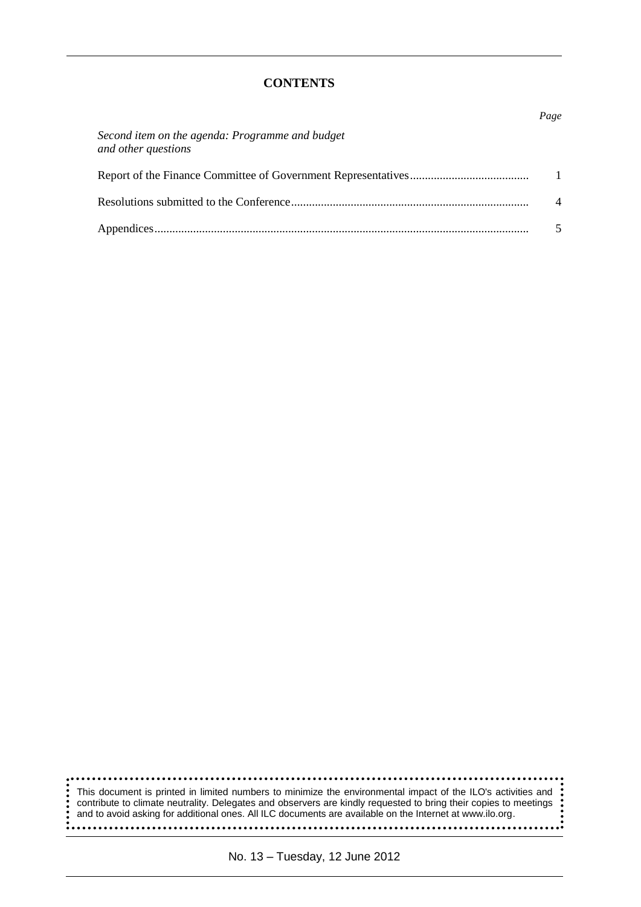# CONTENTS

| | Page |
|---|---|
| *Second item on the agenda: Programme and budget and other questions* | |
| Report of the Finance Committee of Government Representatives | 1 |
| Resolutions submitted to the Conference | 4 |
| Appendices | 5 |

This document is printed in limited numbers to minimize the environmental impact of the ILO's activities and contribute to climate neutrality. Delegates and observers are kindly requested to bring their copies to meetings and to avoid asking for additional ones. All ILC documents are available on the Internet at www.ilo.org.

No. 13 – Tuesday, 12 June 2012